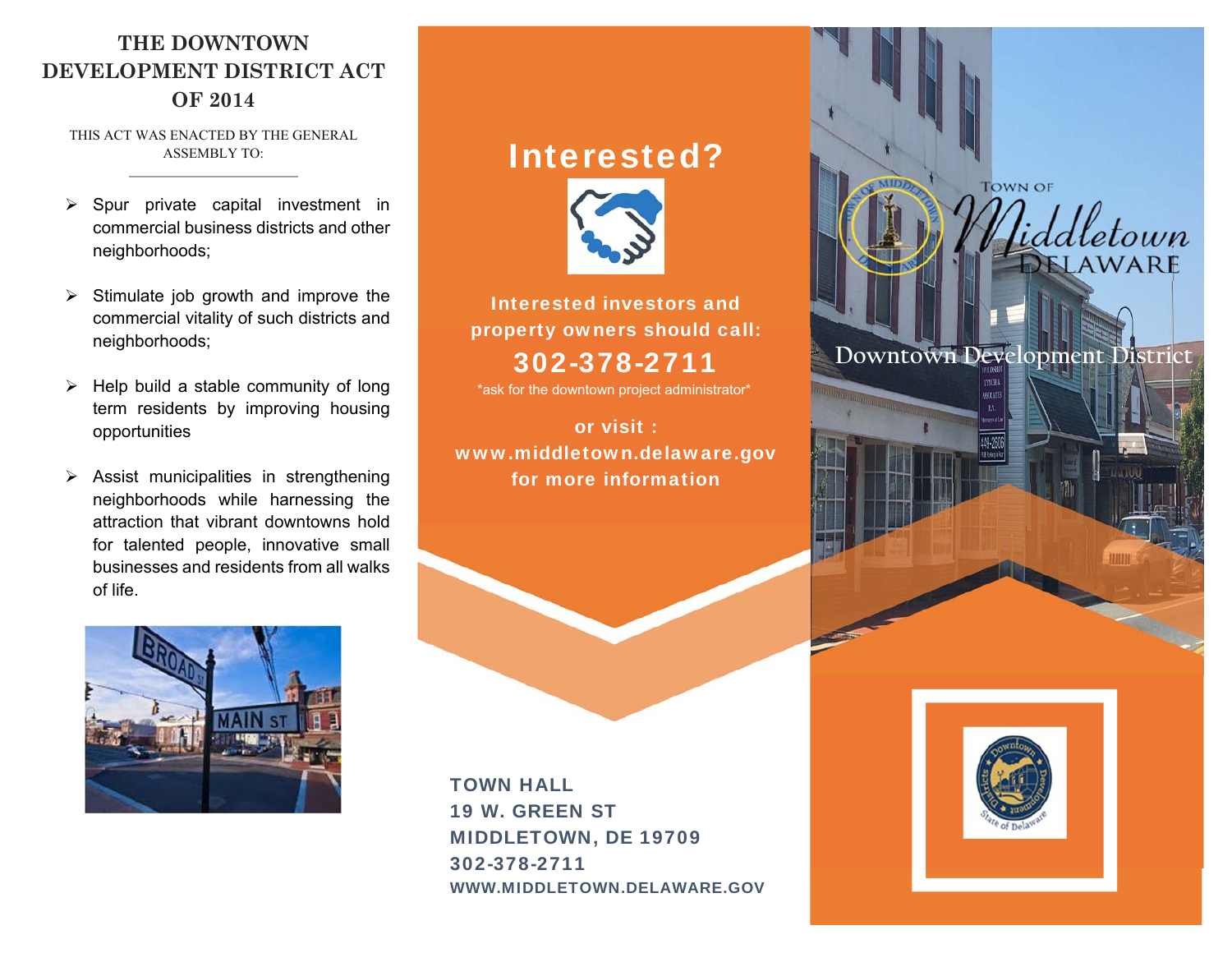# THE DOWNTOWN DEVELOPMENT DISTRICT ACT OF 2014

THIS ACT WAS ENACTED BY THE GENERAL ASSEMBLY TO:

- Spur private capital investment in commercial business districts and other neighborhoods;
- Stimulate job growth and improve the commercial vitality of such districts and neighborhoods;
- Help build a stable community of long term residents by improving housing opportunities
- Assist municipalities in strengthening neighborhoods while harnessing the attraction that vibrant downtowns hold for talented people, innovative small businesses and residents from all walks of life.

## Interested?

**Interested investors and property owners should call:**

**302-378-2711**

*ask for the downtown project administrator*

**or visit : www.middletown.delaware.gov for more information**

**TOWN HALL**
**19 W. GREEN ST**
**MIDDLETOWN, DE 19709**
**302-378-2711**
**WWW.MIDDLETOWN.DELAWARE.GOV**

Town of Middletown Delaware

Downtown Development District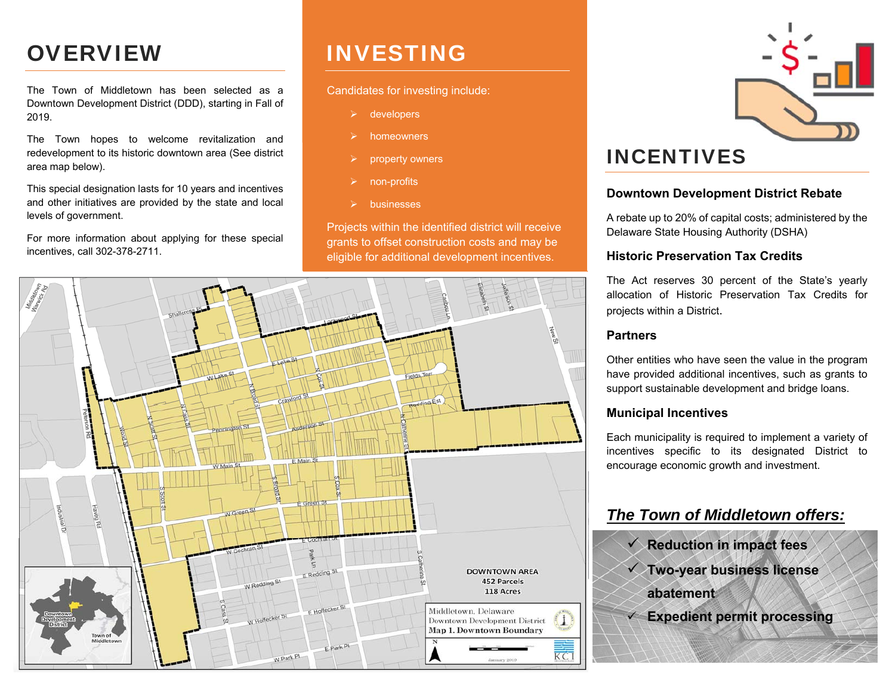## OVERVIEW

The Town of Middletown has been selected as a Downtown Development District (DDD), starting in Fall of 2019.

The Town hopes to welcome revitalization and redevelopment to its historic downtown area (See district area map below).

This special designation lasts for 10 years and incentives and other initiatives are provided by the state and local levels of government.

For more information about applying for these special incentives, call 302-378-2711.

## INVESTING

Candidates for investing include:

- developers
- homeowners
- property owners
- non-profits
- businesses

Projects within the identified district will receive grants to offset construction costs and may be eligible for additional development incentives.

DOWNTOWN AREA
452 Parcels
118 Acres

Middletown, Delaware
Downtown Development District
Map 1. Downtown Boundary
January 2019

## INCENTIVES

### Downtown Development District Rebate

A rebate up to 20% of capital costs; administered by the Delaware State Housing Authority (DSHA)

### Historic Preservation Tax Credits

The Act reserves 30 percent of the State's yearly allocation of Historic Preservation Tax Credits for projects within a District.

### Partners

Other entities who have seen the value in the program have provided additional incentives, such as grants to support sustainable development and bridge loans.

### Municipal Incentives

Each municipality is required to implement a variety of incentives specific to its designated District to encourage economic growth and investment.

### ***The Town of Middletown offers:***

- ✓ **Reduction in impact fees**
- ✓ **Two-year business license abatement**
- ✓ **Expedient permit processing**